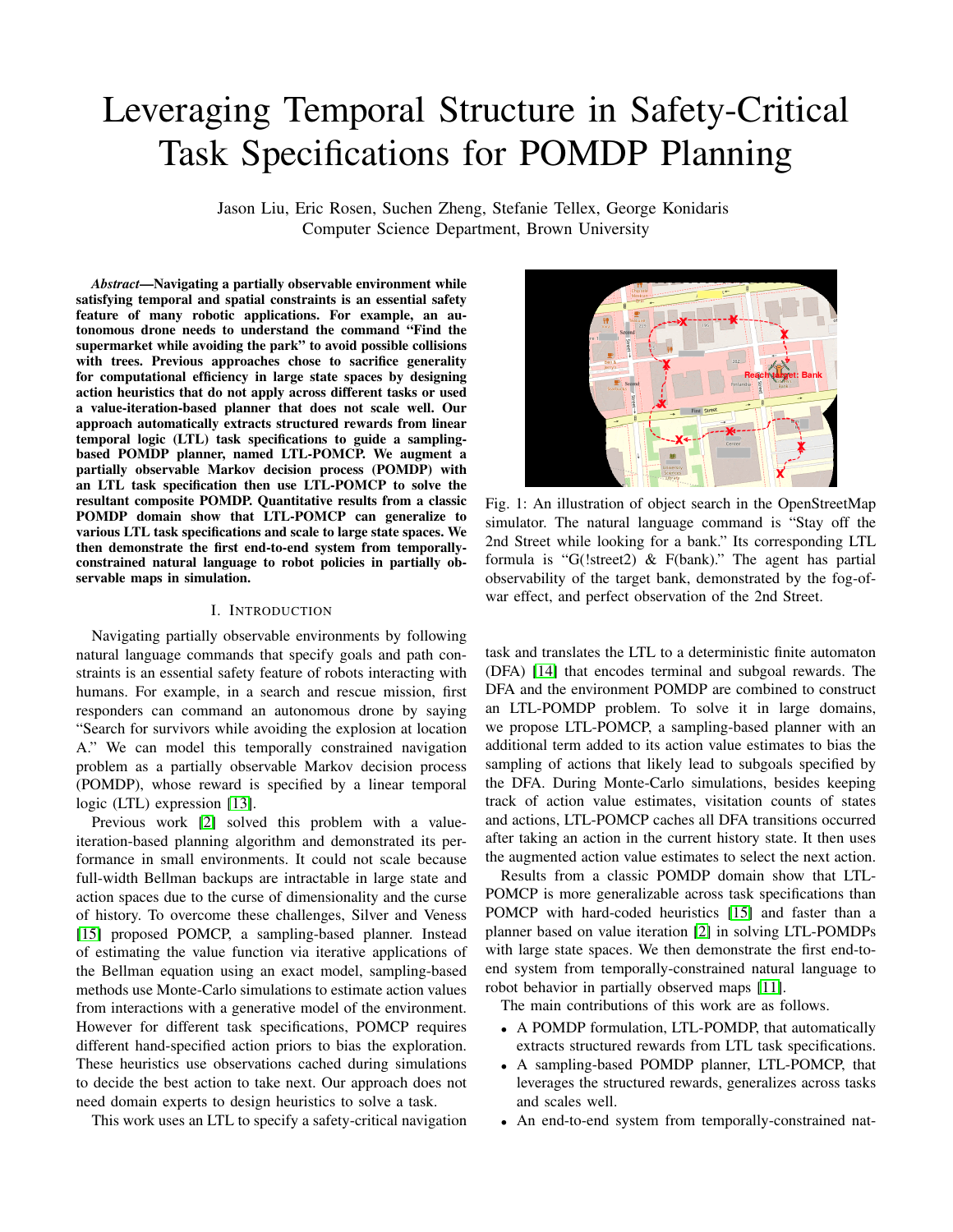# Leveraging Temporal Structure in Safety-Critical Task Specifications for POMDP Planning

Jason Liu, Eric Rosen, Suchen Zheng, Stefanie Tellex, George Konidaris
Computer Science Department, Brown University

***Abstract*—Navigating a partially observable environment while satisfying temporal and spatial constraints is an essential safety feature of many robotic applications. For example, an autonomous drone needs to understand the command "Find the supermarket while avoiding the park" to avoid possible collisions with trees. Previous approaches chose to sacrifice generality for computational efficiency in large state spaces by designing action heuristics that do not apply across different tasks or used a value-iteration-based planner that does not scale well. Our approach automatically extracts structured rewards from linear temporal logic (LTL) task specifications to guide a sampling-based POMDP planner, named LTL-POMCP. We augment a partially observable Markov decision process (POMDP) with an LTL task specification then use LTL-POMCP to solve the resultant composite POMDP. Quantitative results from a classic POMDP domain show that LTL-POMCP can generalize to various LTL task specifications and scale to large state spaces. We then demonstrate the first end-to-end system from temporally-constrained natural language to robot policies in partially observable maps in simulation.**

Fig. 1: An illustration of object search in the OpenStreetMap simulator. The natural language command is "Stay off the 2nd Street while looking for a bank." Its corresponding LTL formula is "G(!street2) & F(bank)." The agent has partial observability of the target bank, demonstrated by the fog-of-war effect, and perfect observation of the 2nd Street.

## I. Introduction

Navigating partially observable environments by following natural language commands that specify goals and path constraints is an essential safety feature of robots interacting with humans. For example, in a search and rescue mission, first responders can command an autonomous drone by saying "Search for survivors while avoiding the explosion at location A." We can model this temporally constrained navigation problem as a partially observable Markov decision process (POMDP), whose reward is specified by a linear temporal logic (LTL) expression [13].

Previous work [2] solved this problem with a value-iteration-based planning algorithm and demonstrated its performance in small environments. It could not scale because full-width Bellman backups are intractable in large state and action spaces due to the curse of dimensionality and the curse of history. To overcome these challenges, Silver and Veness [15] proposed POMCP, a sampling-based planner. Instead of estimating the value function via iterative applications of the Bellman equation using an exact model, sampling-based methods use Monte-Carlo simulations to estimate action values from interactions with a generative model of the environment. However for different task specifications, POMCP requires different hand-specified action priors to bias the exploration. These heuristics use observations cached during simulations to decide the best action to take next. Our approach does not need domain experts to design heuristics to solve a task.

This work uses an LTL to specify a safety-critical navigation task and translates the LTL to a deterministic finite automaton (DFA) [14] that encodes terminal and subgoal rewards. The DFA and the environment POMDP are combined to construct an LTL-POMDP problem. To solve it in large domains, we propose LTL-POMCP, a sampling-based planner with an additional term added to its action value estimates to bias the sampling of actions that likely lead to subgoals specified by the DFA. During Monte-Carlo simulations, besides keeping track of action value estimates, visitation counts of states and actions, LTL-POMCP caches all DFA transitions occurred after taking an action in the current history state. It then uses the augmented action value estimates to select the next action.

Results from a classic POMDP domain show that LTL-POMCP is more generalizable across task specifications than POMCP with hard-coded heuristics [15] and faster than a planner based on value iteration [2] in solving LTL-POMDPs with large state spaces. We then demonstrate the first end-to-end system from temporally-constrained natural language to robot behavior in partially observed maps [11].

The main contributions of this work are as follows.

- A POMDP formulation, LTL-POMDP, that automatically extracts structured rewards from LTL task specifications.
- A sampling-based POMDP planner, LTL-POMCP, that leverages the structured rewards, generalizes across tasks and scales well.
- An end-to-end system from temporally-constrained nat-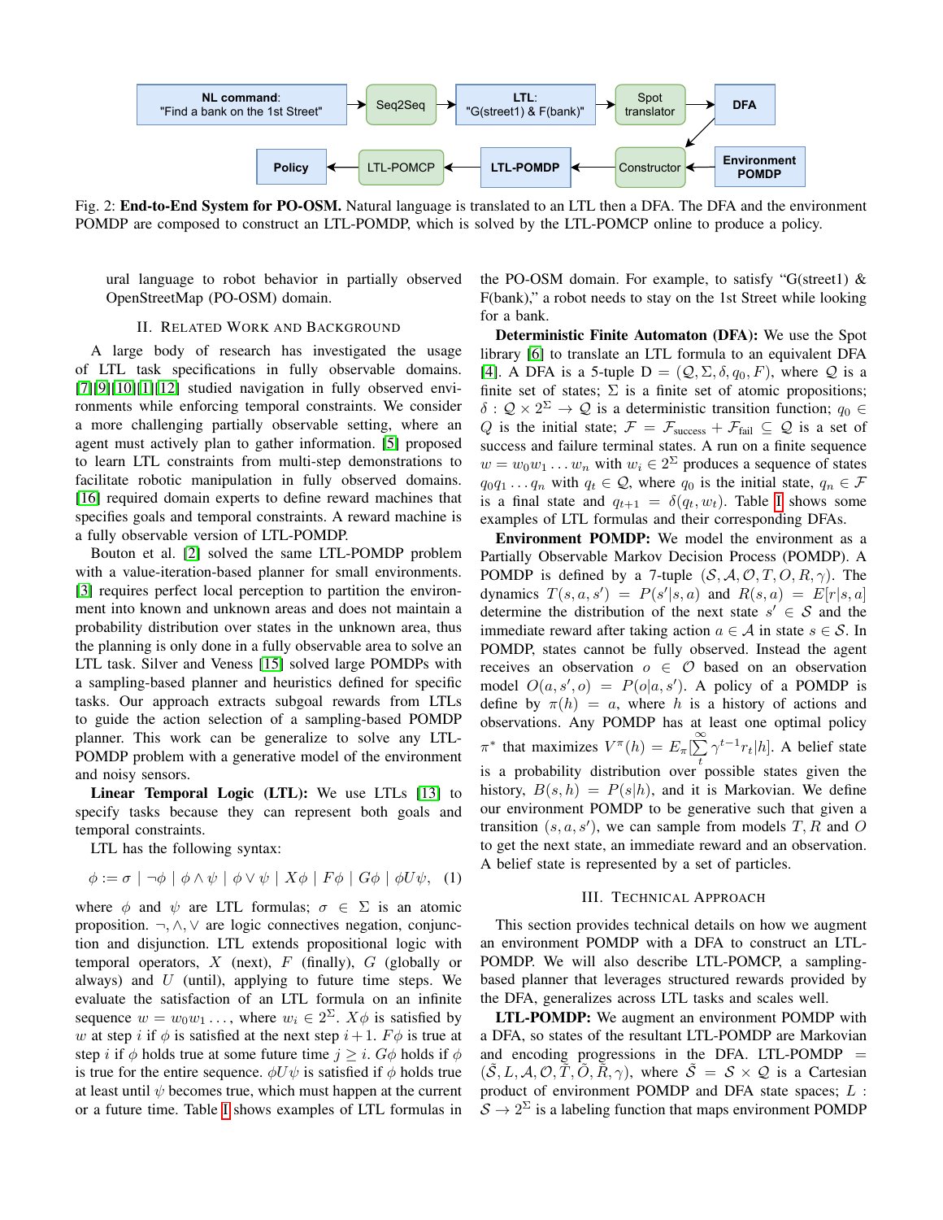Fig. 2: **End-to-End System for PO-OSM.** Natural language is translated to an LTL then a DFA. The DFA and the environment POMDP are composed to construct an LTL-POMDP, which is solved by the LTL-POMCP online to produce a policy.

ural language to robot behavior in partially observed OpenStreetMap (PO-OSM) domain.

## II. Related Work and Background

A large body of research has investigated the usage of LTL task specifications in fully observable domains. [7][9][10][1][12] studied navigation in fully observed environments while enforcing temporal constraints. We consider a more challenging partially observable setting, where an agent must actively plan to gather information. [5] proposed to learn LTL constraints from multi-step demonstrations to facilitate robotic manipulation in fully observed domains. [16] required domain experts to define reward machines that specifies goals and temporal constraints. A reward machine is a fully observable version of LTL-POMDP.

Bouton et al. [2] solved the same LTL-POMDP problem with a value-iteration-based planner for small environments. [3] requires perfect local perception to partition the environment into known and unknown areas and does not maintain a probability distribution over states in the unknown area, thus the planning is only done in a fully observable area to solve an LTL task. Silver and Veness [15] solved large POMDPs with a sampling-based planner and heuristics defined for specific tasks. Our approach extracts subgoal rewards from LTLs to guide the action selection of a sampling-based POMDP planner. This work can be generalize to solve any LTL-POMDP problem with a generative model of the environment and noisy sensors.

**Linear Temporal Logic (LTL):** We use LTLs [13] to specify tasks because they can represent both goals and temporal constraints.

LTL has the following syntax:

$$\phi := \sigma \mid \neg\phi \mid \phi \wedge \psi \mid \phi \vee \psi \mid X\phi \mid F\phi \mid G\phi \mid \phi U \psi, \quad (1)$$

where $\phi$ and $\psi$ are LTL formulas; $\sigma \in \Sigma$ is an atomic proposition. $\neg, \wedge, \vee$ are logic connectives negation, conjunction and disjunction. LTL extends propositional logic with temporal operators, $X$ (next), $F$ (finally), $G$ (globally or always) and $U$ (until), applying to future time steps. We evaluate the satisfaction of an LTL formula on an infinite sequence $w = w_0 w_1 \ldots$, where $w_i \in 2^{\Sigma}$. $X\phi$ is satisfied by $w$ at step $i$ if $\phi$ is satisfied at the next step $i+1$. $F\phi$ is true at step $i$ if $\phi$ holds true at some future time $j \geq i$. $G\phi$ holds if $\phi$ is true for the entire sequence. $\phi U \psi$ is satisfied if $\phi$ holds true at least until $\psi$ becomes true, which must happen at the current or a future time. Table I shows examples of LTL formulas in the PO-OSM domain. For example, to satisfy "G(street1) & F(bank)," a robot needs to stay on the 1st Street while looking for a bank.

**Deterministic Finite Automaton (DFA):** We use the Spot library [6] to translate an LTL formula to an equivalent DFA [4]. A DFA is a 5-tuple $D = (\mathcal{Q}, \Sigma, \delta, q_0, F)$, where $\mathcal{Q}$ is a finite set of states; $\Sigma$ is a finite set of atomic propositions; $\delta : \mathcal{Q} \times 2^{\Sigma} \rightarrow \mathcal{Q}$ is a deterministic transition function; $q_0 \in Q$ is the initial state; $\mathcal{F} = \mathcal{F}_{\text{success}} + \mathcal{F}_{\text{fail}} \subseteq \mathcal{Q}$ is a set of success and failure terminal states. A run on a finite sequence $w = w_0 w_1 \ldots w_n$ with $w_i \in 2^{\Sigma}$ produces a sequence of states $q_0 q_1 \ldots q_n$ with $q_t \in \mathcal{Q}$, where $q_0$ is the initial state, $q_n \in \mathcal{F}$ is a final state and $q_{t+1} = \delta(q_t, w_t)$. Table I shows some examples of LTL formulas and their corresponding DFAs.

**Environment POMDP:** We model the environment as a Partially Observable Markov Decision Process (POMDP). A POMDP is defined by a 7-tuple $(\mathcal{S}, \mathcal{A}, \mathcal{O}, T, O, R, \gamma)$. The dynamics $T(s, a, s') = P(s'|s, a)$ and $R(s, a) = E[r|s, a]$ determine the distribution of the next state $s' \in \mathcal{S}$ and the immediate reward after taking action $a \in \mathcal{A}$ in state $s \in \mathcal{S}$. In POMDP, states cannot be fully observed. Instead the agent receives an observation $o \in \mathcal{O}$ based on an observation model $O(a, s', o) = P(o|a, s')$. A policy of a POMDP is define by $\pi(h) = a$, where $h$ is a history of actions and observations. Any POMDP has at least one optimal policy $\pi^*$ that maximizes $V^{\pi}(h) = E_{\pi}[\sum_{t}^{\infty} \gamma^{t-1} r_t | h]$. A belief state is a probability distribution over possible states given the history, $B(s, h) = P(s|h)$, and it is Markovian. We define our environment POMDP to be generative such that given a transition $(s, a, s')$, we can sample from models $T, R$ and $O$ to get the next state, an immediate reward and an observation. A belief state is represented by a set of particles.

## III. Technical Approach

This section provides technical details on how we augment an environment POMDP with a DFA to construct an LTL-POMDP. We will also describe LTL-POMCP, a sampling-based planner that leverages structured rewards provided by the DFA, generalizes across LTL tasks and scales well.

**LTL-POMDP:** We augment an environment POMDP with a DFA, so states of the resultant LTL-POMDP are Markovian and encoding progressions in the DFA. LTL-POMDP $= (\tilde{\mathcal{S}}, L, \mathcal{A}, \mathcal{O}, \tilde{T}, \tilde{O}, \tilde{R}, \gamma)$, where $\tilde{\mathcal{S}} = \mathcal{S} \times \mathcal{Q}$ is a Cartesian product of environment POMDP and DFA state spaces; $L : \mathcal{S} \rightarrow 2^{\Sigma}$ is a labeling function that maps environment POMDP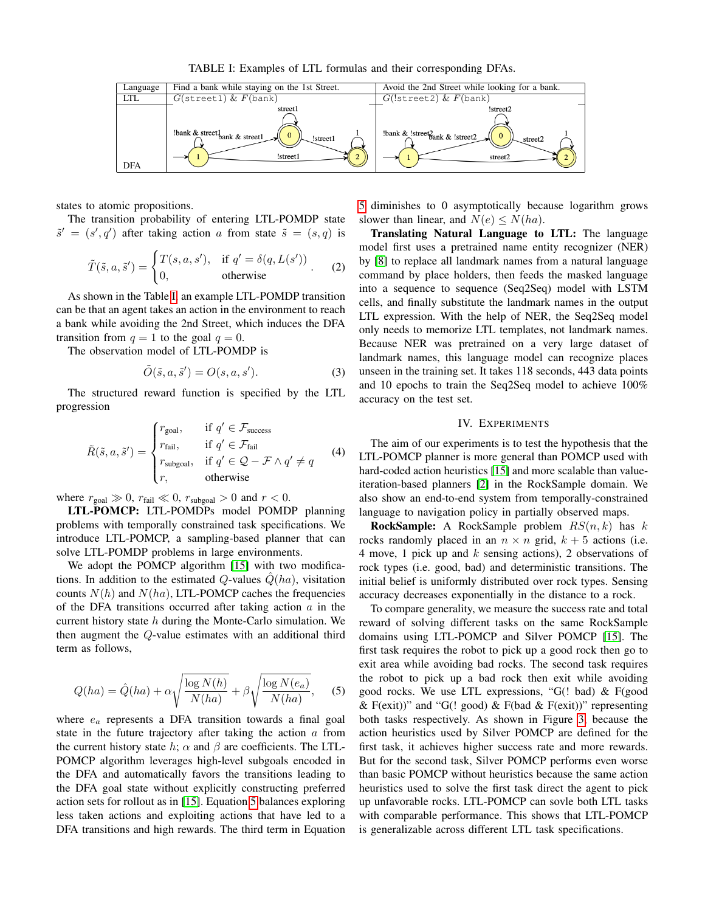TABLE I: Examples of LTL formulas and their corresponding DFAs.

| Language | Find a bank while staying on the 1st Street. | Avoid the 2nd Street while looking for a bank. |
|---|---|---|
| LTL | $G$(street1) & $F$(bank) | $G$(!street2) & $F$(bank) |
| DFA | | |

states to atomic propositions.

The transition probability of entering LTL-POMDP state $\tilde{s}' = (s', q')$ after taking action $a$ from state $\tilde{s} = (s, q)$ is

$$\tilde{T}(\tilde{s}, a, \tilde{s}') = \begin{cases} T(s, a, s'), & \text{if } q' = \delta(q, L(s')) \\ 0, & \text{otherwise} \end{cases}. \quad (2)$$

As shown in the Table I, an example LTL-POMDP transition can be that an agent takes an action in the environment to reach a bank while avoiding the 2nd Street, which induces the DFA transition from $q = 1$ to the goal $q = 0$.

The observation model of LTL-POMDP is

$$\tilde{O}(\tilde{s}, a, \tilde{s}') = O(s, a, s'). \quad (3)$$

The structured reward function is specified by the LTL progression

$$\tilde{R}(\tilde{s}, a, \tilde{s}') = \begin{cases} r_{\text{goal}}, & \text{if } q' \in \mathcal{F}_{\text{success}} \\ r_{\text{fail}}, & \text{if } q' \in \mathcal{F}_{\text{fail}} \\ r_{\text{subgoal}}, & \text{if } q' \in \mathcal{Q} - \mathcal{F} \wedge q' \neq q \\ r, & \text{otherwise} \end{cases} \quad (4)$$

where $r_{\text{goal}} \gg 0$, $r_{\text{fail}} \ll 0$, $r_{\text{subgoal}} > 0$ and $r < 0$.

**LTL-POMCP:** LTL-POMDPs model POMDP planning problems with temporally constrained task specifications. We introduce LTL-POMCP, a sampling-based planner that can solve LTL-POMDP problems in large environments.

We adopt the POMCP algorithm [15] with two modifications. In addition to the estimated $Q$-values $\hat{Q}(ha)$, visitation counts $N(h)$ and $N(ha)$, LTL-POMCP caches the frequencies of the DFA transitions occurred after taking action $a$ in the current history state $h$ during the Monte-Carlo simulation. We then augment the $Q$-value estimates with an additional third term as follows,

$$Q(ha) = \hat{Q}(ha) + \alpha\sqrt{\frac{\log N(h)}{N(ha)}} + \beta\sqrt{\frac{\log N(e_a)}{N(ha)}}, \quad (5)$$

where $e_a$ represents a DFA transition towards a final goal state in the future trajectory after taking the action $a$ from the current history state $h$; $\alpha$ and $\beta$ are coefficients. The LTL-POMCP algorithm leverages high-level subgoals encoded in the DFA and automatically favors the transitions leading to the DFA goal state without explicitly constructing preferred action sets for rollout as in [15]. Equation 5 balances exploring less taken actions and exploiting actions that have led to a DFA transitions and high rewards. The third term in Equation 5 diminishes to 0 asymptotically because logarithm grows slower than linear, and $N(e) \leq N(ha)$.

**Translating Natural Language to LTL:** The language model first uses a pretrained name entity recognizer (NER) by [8] to replace all landmark names from a natural language command by place holders, then feeds the masked language into a sequence to sequence (Seq2Seq) model with LSTM cells, and finally substitute the landmark names in the output LTL expression. With the help of NER, the Seq2Seq model only needs to memorize LTL templates, not landmark names. Because NER was pretrained on a very large dataset of landmark names, this language model can recognize places unseen in the training set. It takes 118 seconds, 443 data points and 10 epochs to train the Seq2Seq model to achieve 100% accuracy on the test set.

## IV. Experiments

The aim of our experiments is to test the hypothesis that the LTL-POMCP planner is more general than POMCP used with hard-coded action heuristics [15] and more scalable than value-iteration-based planners [2] in the RockSample domain. We also show an end-to-end system from temporally-constrained language to navigation policy in partially observed maps.

**RockSample:** A RockSample problem $RS(n, k)$ has $k$ rocks randomly placed in an $n \times n$ grid, $k + 5$ actions (i.e. 4 move, 1 pick up and $k$ sensing actions), 2 observations of rock types (i.e. good, bad) and deterministic transitions. The initial belief is uniformly distributed over rock types. Sensing accuracy decreases exponentially in the distance to a rock.

To compare generality, we measure the success rate and total reward of solving different tasks on the same RockSample domains using LTL-POMCP and Silver POMCP [15]. The first task requires the robot to pick up a good rock then go to exit area while avoiding bad rocks. The second task requires the robot to pick up a bad rock then exit while avoiding good rocks. We use LTL expressions, "G(! bad) & F(good & F(exit))" and "G(! good) & F(bad & F(exit))" representing both tasks respectively. As shown in Figure 3, because the action heuristics used by Silver POMCP are defined for the first task, it achieves higher success rate and more rewards. But for the second task, Silver POMCP performs even worse than basic POMCP without heuristics because the same action heuristics used to solve the first task direct the agent to pick up unfavorable rocks. LTL-POMCP can sovle both LTL tasks with comparable performance. This shows that LTL-POMCP is generalizable across different LTL task specifications.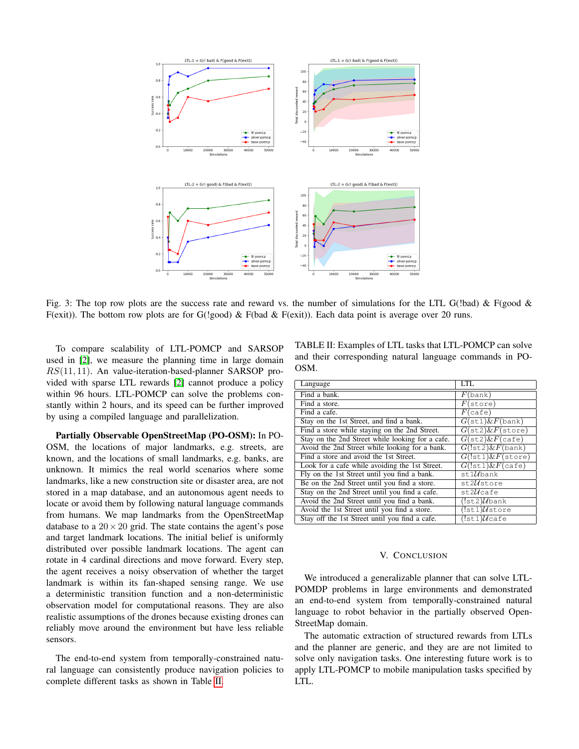Fig. 3: The top row plots are the success rate and reward vs. the number of simulations for the LTL G(!bad) & F(good & F(exit)). The bottom row plots are for G(!good) & F(bad & F(exit)). Each data point is average over 20 runs.

To compare scalability of LTL-POMCP and SARSOP used in [2], we measure the planning time in large domain $RS(11, 11)$. An value-iteration-based-planner SARSOP provided with sparse LTL rewards [2] cannot produce a policy within 96 hours. LTL-POMCP can solve the problems constantly within 2 hours, and its speed can be further improved by using a compiled language and parallelization.

**Partially Observable OpenStreetMap (PO-OSM):** In PO-OSM, the locations of major landmarks, e.g. streets, are known, and the locations of small landmarks, e.g. banks, are unknown. It mimics the real world scenarios where some landmarks, like a new construction site or disaster area, are not stored in a map database, and an autonomous agent needs to locate or avoid them by following natural language commands from humans. We map landmarks from the OpenStreetMap database to a $20 \times 20$ grid. The state contains the agent's pose and target landmark locations. The initial belief is uniformly distributed over possible landmark locations. The agent can rotate in 4 cardinal directions and move forward. Every step, the agent receives a noisy observation of whether the target landmark is within its fan-shaped sensing range. We use a deterministic transition function and a non-deterministic observation model for computational reasons. They are also realistic assumptions of the drones because existing drones can reliably move around the environment but have less reliable sensors.

The end-to-end system from temporally-constrained natural language can consistently produce navigation policies to complete different tasks as shown in Table II.

TABLE II: Examples of LTL tasks that LTL-POMCP can solve and their corresponding natural language commands in PO-OSM.

| Language | LTL |
|---|---|
| Find a bank. | $F$(bank) |
| Find a store. | $F$(store) |
| Find a cafe. | $F$(cafe) |
| Stay on the 1st Street, and find a bank. | $G$(st1)&$F$(bank) |
| Find a store while staying on the 2nd Street. | $G$(st2)&$F$(store) |
| Stay on the 2nd Street while looking for a cafe. | $G$(st2)&$F$(cafe) |
| Avoid the 2nd Street while looking for a bank. | $G$(!st2)&$F$(bank) |
| Find a store and avoid the 1st Street. | $G$(!st1)&$F$(store) |
| Look for a cafe while avoiding the 1st Street. | $G$(!st1)&$F$(cafe) |
| Fly on the 1st Street until you find a bank. | st1$\mathcal{U}$bank |
| Be on the 2nd Street until you find a store. | st2$\mathcal{U}$store |
| Stay on the 2nd Street until you find a cafe. | st2$\mathcal{U}$cafe |
| Avoid the 2nd Street until you find a bank. | (!st2)$\mathcal{U}$bank |
| Avoid the 1st Street until you find a store. | (!st1)$\mathcal{U}$store |
| Stay off the 1st Street until you find a cafe. | (!st1)$\mathcal{U}$cafe |

## V. Conclusion

We introduced a generalizable planner that can solve LTL-POMDP problems in large environments and demonstrated an end-to-end system from temporally-constrained natural language to robot behavior in the partially observed OpenStreetMap domain.

The automatic extraction of structured rewards from LTLs and the planner are generic, and they are are not limited to solve only navigation tasks. One interesting future work is to apply LTL-POMCP to mobile manipulation tasks specified by LTL.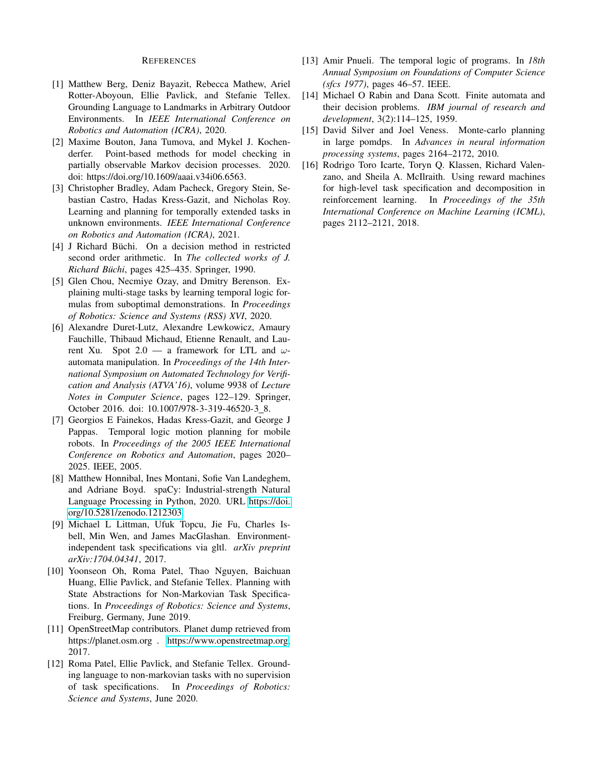## REFERENCES

[1] Matthew Berg, Deniz Bayazit, Rebecca Mathew, Ariel Rotter-Aboyoun, Ellie Pavlick, and Stefanie Tellex. Grounding Language to Landmarks in Arbitrary Outdoor Environments. In *IEEE International Conference on Robotics and Automation (ICRA)*, 2020.

[2] Maxime Bouton, Jana Tumova, and Mykel J. Kochenderfer. Point-based methods for model checking in partially observable Markov decision processes. 2020. doi: https://doi.org/10.1609/aaai.v34i06.6563.

[3] Christopher Bradley, Adam Pacheck, Gregory Stein, Sebastian Castro, Hadas Kress-Gazit, and Nicholas Roy. Learning and planning for temporally extended tasks in unknown environments. *IEEE International Conference on Robotics and Automation (ICRA)*, 2021.

[4] J Richard Büchi. On a decision method in restricted second order arithmetic. In *The collected works of J. Richard Büchi*, pages 425–435. Springer, 1990.

[5] Glen Chou, Necmiye Ozay, and Dmitry Berenson. Explaining multi-stage tasks by learning temporal logic formulas from suboptimal demonstrations. In *Proceedings of Robotics: Science and Systems (RSS) XVI*, 2020.

[6] Alexandre Duret-Lutz, Alexandre Lewkowicz, Amaury Fauchille, Thibaud Michaud, Etienne Renault, and Laurent Xu. Spot 2.0 — a framework for LTL and $\omega$-automata manipulation. In *Proceedings of the 14th International Symposium on Automated Technology for Verification and Analysis (ATVA'16)*, volume 9938 of *Lecture Notes in Computer Science*, pages 122–129. Springer, October 2016. doi: 10.1007/978-3-319-46520-3_8.

[7] Georgios E Fainekos, Hadas Kress-Gazit, and George J Pappas. Temporal logic motion planning for mobile robots. In *Proceedings of the 2005 IEEE International Conference on Robotics and Automation*, pages 2020–2025. IEEE, 2005.

[8] Matthew Honnibal, Ines Montani, Sofie Van Landeghem, and Adriane Boyd. spaCy: Industrial-strength Natural Language Processing in Python, 2020. URL https://doi.org/10.5281/zenodo.1212303.

[9] Michael L Littman, Ufuk Topcu, Jie Fu, Charles Isbell, Min Wen, and James MacGlashan. Environment-independent task specifications via gltl. *arXiv preprint arXiv:1704.04341*, 2017.

[10] Yoonseon Oh, Roma Patel, Thao Nguyen, Baichuan Huang, Ellie Pavlick, and Stefanie Tellex. Planning with State Abstractions for Non-Markovian Task Specifications. In *Proceedings of Robotics: Science and Systems*, Freiburg, Germany, June 2019.

[11] OpenStreetMap contributors. Planet dump retrieved from https://planet.osm.org . https://www.openstreetmap.org, 2017.

[12] Roma Patel, Ellie Pavlick, and Stefanie Tellex. Grounding language to non-markovian tasks with no supervision of task specifications. In *Proceedings of Robotics: Science and Systems*, June 2020.

[13] Amir Pnueli. The temporal logic of programs. In *18th Annual Symposium on Foundations of Computer Science (sfcs 1977)*, pages 46–57. IEEE.

[14] Michael O Rabin and Dana Scott. Finite automata and their decision problems. *IBM journal of research and development*, 3(2):114–125, 1959.

[15] David Silver and Joel Veness. Monte-carlo planning in large pomdps. In *Advances in neural information processing systems*, pages 2164–2172, 2010.

[16] Rodrigo Toro Icarte, Toryn Q. Klassen, Richard Valenzano, and Sheila A. McIlraith. Using reward machines for high-level task specification and decomposition in reinforcement learning. In *Proceedings of the 35th International Conference on Machine Learning (ICML)*, pages 2112–2121, 2018.